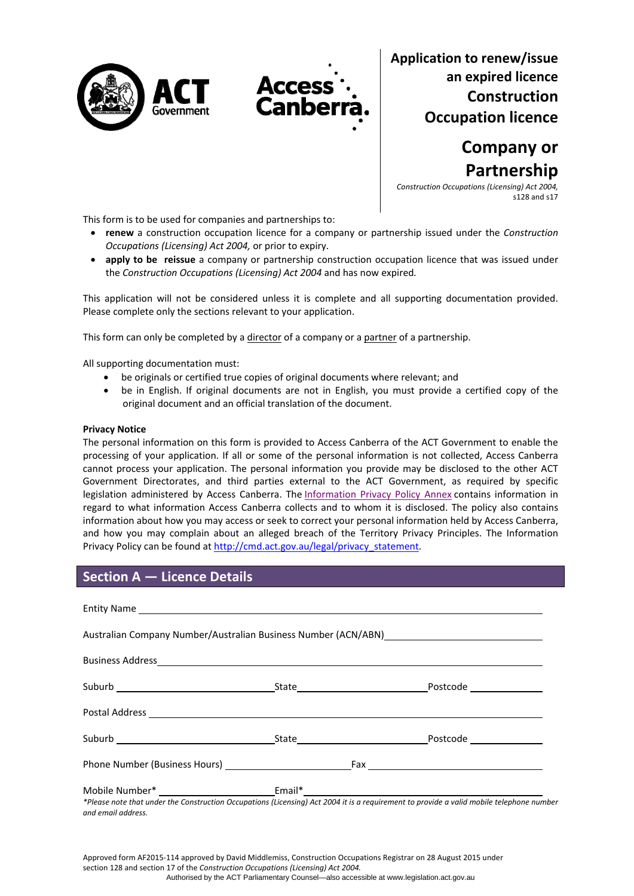# Application to renew/issue an expired licence Construction Occupation licence

## Company or Partnership

*Construction Occupations (Licensing) Act 2004,* s128 and s17

This form is to be used for companies and partnerships to:

- **renew** a construction occupation licence for a company or partnership issued under the *Construction Occupations (Licensing) Act 2004,* or prior to expiry.
- **apply to be reissue** a company or partnership construction occupation licence that was issued under the *Construction Occupations (Licensing) Act 2004* and has now expired*.*

This application will not be considered unless it is complete and all supporting documentation provided. Please complete only the sections relevant to your application.

This form can only be completed by a director of a company or a partner of a partnership.

All supporting documentation must:

- be originals or certified true copies of original documents where relevant; and
- be in English. If original documents are not in English, you must provide a certified copy of the original document and an official translation of the document.

**Privacy Notice**

The personal information on this form is provided to Access Canberra of the ACT Government to enable the processing of your application. If all or some of the personal information is not collected, Access Canberra cannot process your application. The personal information you provide may be disclosed to the other ACT Government Directorates, and third parties external to the ACT Government, as required by specific legislation administered by Access Canberra. The Information Privacy Policy Annex contains information in regard to what information Access Canberra collects and to whom it is disclosed. The policy also contains information about how you may access or seek to correct your personal information held by Access Canberra, and how you may complain about an alleged breach of the Territory Privacy Principles. The Information Privacy Policy can be found at http://cmd.act.gov.au/legal/privacy_statement.

## Section A — Licence Details

Entity Name ____________________

Australian Company Number/Australian Business Number (ACN/ABN) ____________________

Business Address ____________________

Suburb ____________________ State ____________________ Postcode ____________________

Postal Address ____________________

Suburb ____________________ State ____________________ Postcode ____________________

Phone Number (Business Hours) ____________________ Fax ____________________

Mobile Number* ____________________ Email* ____________________

*\*Please note that under the Construction Occupations (Licensing) Act 2004 it is a requirement to provide a valid mobile telephone number and email address.*

Approved form AF2015-114 approved by David Middlemiss, Construction Occupations Registrar on 28 August 2015 under section 128 and section 17 of the *Construction Occupations (Licensing) Act 2004.*

Authorised by the ACT Parliamentary Counsel—also accessible at www.legislation.act.gov.au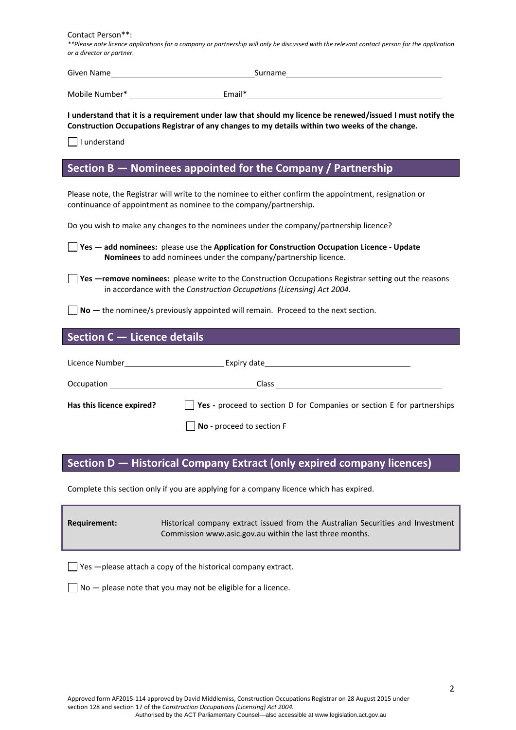Contact Person**:

***Please note licence applications for a company or partnership will only be discussed with the relevant contact person for the application or a director or partner.*

Given Name_________________________ Surname_________________________

Mobile Number* ____________________ Email*_________________________

**I understand that it is a requirement under law that should my licence be renewed/issued I must notify the Construction Occupations Registrar of any changes to my details within two weeks of the change.**

☐ I understand

## Section B — Nominees appointed for the Company / Partnership

Please note, the Registrar will write to the nominee to either confirm the appointment, resignation or continuance of appointment as nominee to the company/partnership.

Do you wish to make any changes to the nominees under the company/partnership licence?

☐ **Yes — add nominees:** please use the **Application for Construction Occupation Licence - Update Nominees** to add nominees under the company/partnership licence.

☐ **Yes —remove nominees:** please write to the Construction Occupations Registrar setting out the reasons in accordance with the *Construction Occupations (Licensing) Act 2004.*

☐ **No —** the nominee/s previously appointed will remain. Proceed to the next section.

## Section C — Licence details

Licence Number____________________ Expiry date____________________

Occupation ____________________ Class ____________________

**Has this licence expired?**

☐ **Yes -** proceed to section D for Companies or section E for partnerships

☐ **No -** proceed to section F

## Section D — Historical Company Extract (only expired company licences)

Complete this section only if you are applying for a company licence which has expired.

| **Requirement:** | Historical company extract issued from the Australian Securities and Investment Commission www.asic.gov.au within the last three months. |
|---|---|

☐ Yes —please attach a copy of the historical company extract.

☐ No — please note that you may not be eligible for a licence.

Approved form AF2015-114 approved by David Middlemiss, Construction Occupations Registrar on 28 August 2015 under section 128 and section 17 of the *Construction Occupations (Licensing) Act 2004.*

Authorised by the ACT Parliamentary Counsel—also accessible at www.legislation.act.gov.au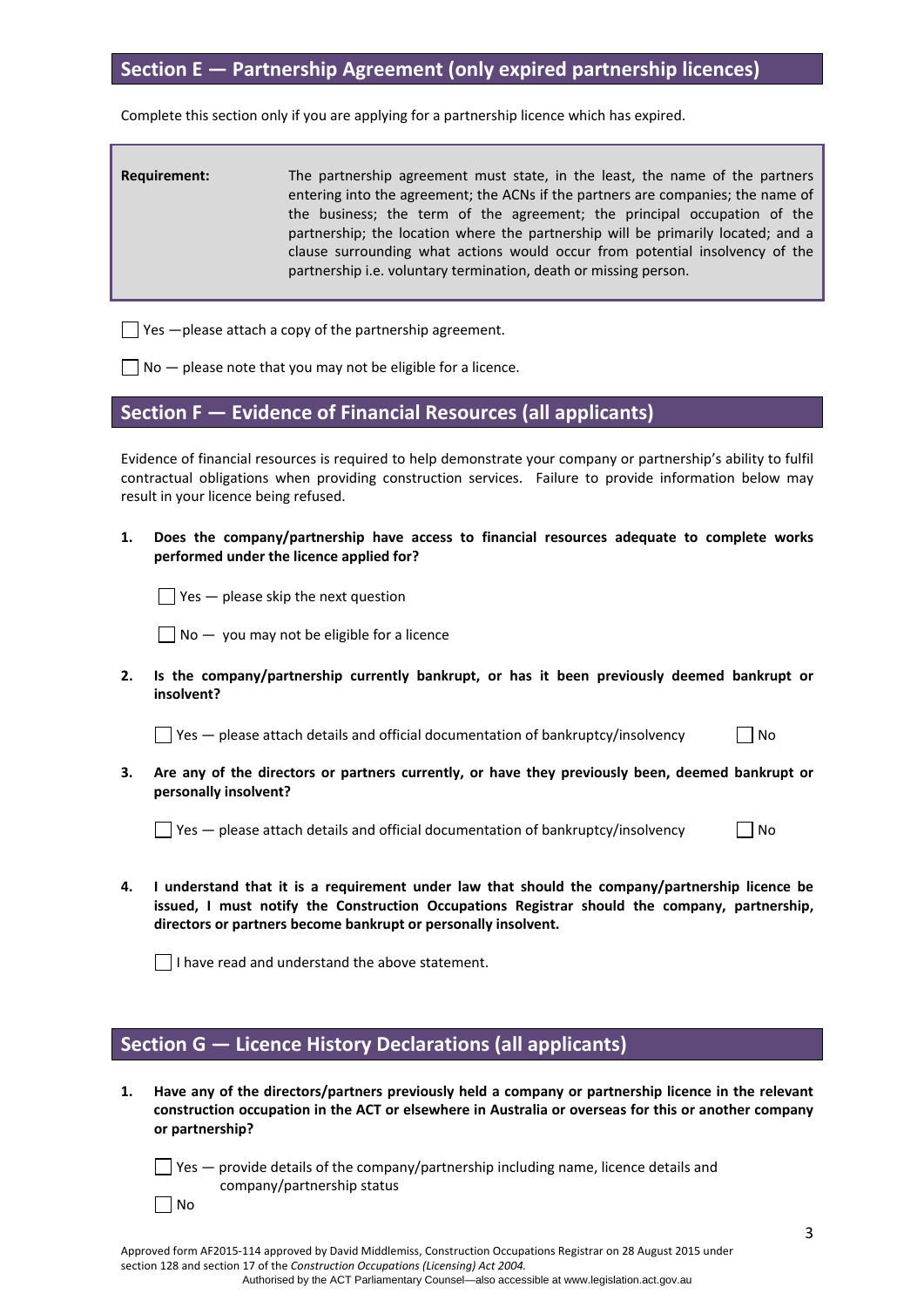## Section E — Partnership Agreement (only expired partnership licences)

Complete this section only if you are applying for a partnership licence which has expired.

| **Requirement:** | The partnership agreement must state, in the least, the name of the partners entering into the agreement; the ACNs if the partners are companies; the name of the business; the term of the agreement; the principal occupation of the partnership; the location where the partnership will be primarily located; and a clause surrounding what actions would occur from potential insolvency of the partnership i.e. voluntary termination, death or missing person. |
|---|---|

☐ Yes —please attach a copy of the partnership agreement.

☐ No — please note that you may not be eligible for a licence.

## Section F — Evidence of Financial Resources (all applicants)

Evidence of financial resources is required to help demonstrate your company or partnership's ability to fulfil contractual obligations when providing construction services. Failure to provide information below may result in your licence being refused.

1. **Does the company/partnership have access to financial resources adequate to complete works performed under the licence applied for?**

   ☐ Yes — please skip the next question

   ☐ No — you may not be eligible for a licence

2. **Is the company/partnership currently bankrupt, or has it been previously deemed bankrupt or insolvent?**

   ☐ Yes — please attach details and official documentation of bankruptcy/insolvency ☐ No

3. **Are any of the directors or partners currently, or have they previously been, deemed bankrupt or personally insolvent?**

   ☐ Yes — please attach details and official documentation of bankruptcy/insolvency ☐ No

4. **I understand that it is a requirement under law that should the company/partnership licence be issued, I must notify the Construction Occupations Registrar should the company, partnership, directors or partners become bankrupt or personally insolvent.**

   ☐ I have read and understand the above statement.

## Section G — Licence History Declarations (all applicants)

1. **Have any of the directors/partners previously held a company or partnership licence in the relevant construction occupation in the ACT or elsewhere in Australia or overseas for this or another company or partnership?**

   ☐ Yes — provide details of the company/partnership including name, licence details and company/partnership status

   ☐ No

Approved form AF2015-114 approved by David Middlemiss, Construction Occupations Registrar on 28 August 2015 under section 128 and section 17 of the *Construction Occupations (Licensing) Act 2004.*

Authorised by the ACT Parliamentary Counsel—also accessible at www.legislation.act.gov.au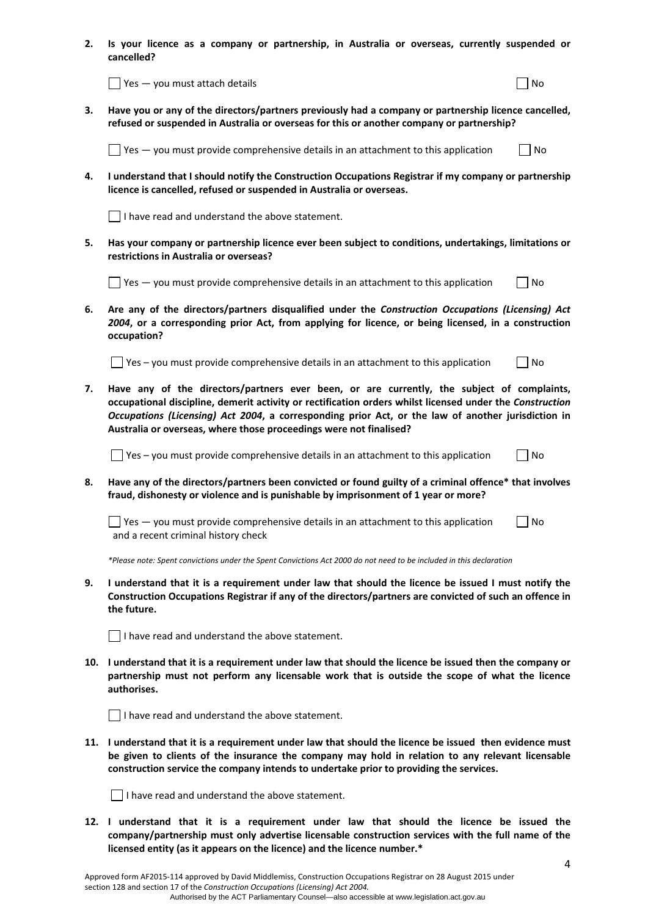**2. Is your licence as a company or partnership, in Australia or overseas, currently suspended or cancelled?**

☐ Yes — you must attach details ☐ No

**3. Have you or any of the directors/partners previously had a company or partnership licence cancelled, refused or suspended in Australia or overseas for this or another company or partnership?**

☐ Yes — you must provide comprehensive details in an attachment to this application ☐ No

**4. I understand that I should notify the Construction Occupations Registrar if my company or partnership licence is cancelled, refused or suspended in Australia or overseas.**

☐ I have read and understand the above statement.

**5. Has your company or partnership licence ever been subject to conditions, undertakings, limitations or restrictions in Australia or overseas?**

☐ Yes — you must provide comprehensive details in an attachment to this application ☐ No

**6. Are any of the directors/partners disqualified under the *Construction Occupations (Licensing) Act 2004*, or a corresponding prior Act, from applying for licence, or being licensed, in a construction occupation?**

☐ Yes – you must provide comprehensive details in an attachment to this application ☐ No

**7. Have any of the directors/partners ever been, or are currently, the subject of complaints, occupational discipline, demerit activity or rectification orders whilst licensed under the *Construction Occupations (Licensing) Act 2004*, a corresponding prior Act, or the law of another jurisdiction in Australia or overseas, where those proceedings were not finalised?**

☐ Yes – you must provide comprehensive details in an attachment to this application ☐ No

**8. Have any of the directors/partners been convicted or found guilty of a criminal offence* that involves fraud, dishonesty or violence and is punishable by imprisonment of 1 year or more?**

☐ Yes — you must provide comprehensive details in an attachment to this application and a recent criminal history check ☐ No

*\*Please note: Spent convictions under the Spent Convictions Act 2000 do not need to be included in this declaration*

**9. I understand that it is a requirement under law that should the licence be issued I must notify the Construction Occupations Registrar if any of the directors/partners are convicted of such an offence in the future.**

☐ I have read and understand the above statement.

**10. I understand that it is a requirement under law that should the licence be issued then the company or partnership must not perform any licensable work that is outside the scope of what the licence authorises.**

☐ I have read and understand the above statement.

**11. I understand that it is a requirement under law that should the licence be issued then evidence must be given to clients of the insurance the company may hold in relation to any relevant licensable construction service the company intends to undertake prior to providing the services.**

☐ I have read and understand the above statement.

**12. I understand that it is a requirement under law that should the licence be issued the company/partnership must only advertise licensable construction services with the full name of the licensed entity (as it appears on the licence) and the licence number.***

Approved form AF2015-114 approved by David Middlemiss, Construction Occupations Registrar on 28 August 2015 under section 128 and section 17 of the *Construction Occupations (Licensing) Act 2004.*

Authorised by the ACT Parliamentary Counsel—also accessible at www.legislation.act.gov.au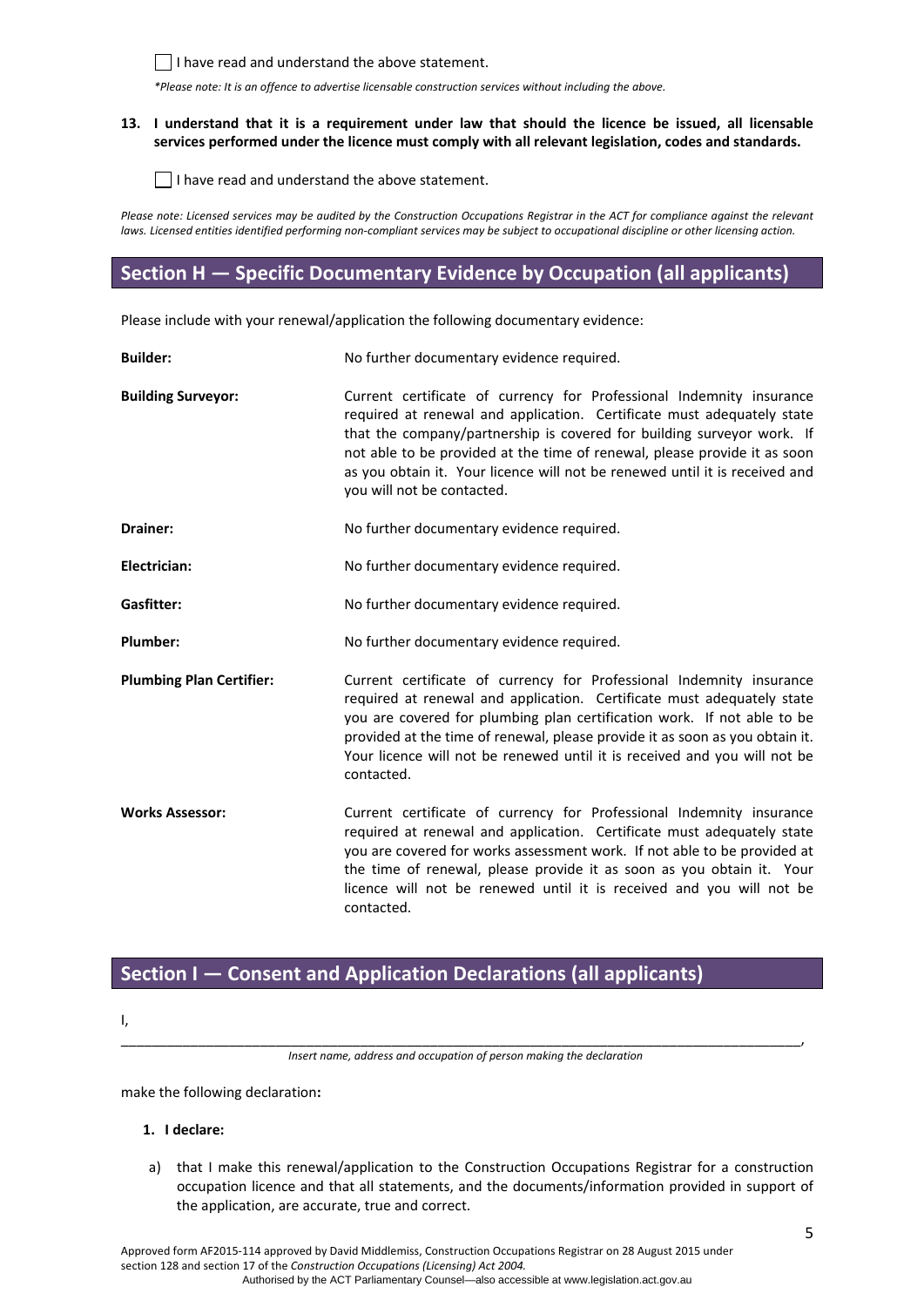☐ I have read and understand the above statement.

*\*Please note: It is an offence to advertise licensable construction services without including the above.*

**13. I understand that it is a requirement under law that should the licence be issued, all licensable services performed under the licence must comply with all relevant legislation, codes and standards.**

☐ I have read and understand the above statement.

*Please note: Licensed services may be audited by the Construction Occupations Registrar in the ACT for compliance against the relevant laws. Licensed entities identified performing non-compliant services may be subject to occupational discipline or other licensing action.*

## Section H — Specific Documentary Evidence by Occupation (all applicants)

Please include with your renewal/application the following documentary evidence:

**Builder:** No further documentary evidence required.

**Building Surveyor:** Current certificate of currency for Professional Indemnity insurance required at renewal and application. Certificate must adequately state that the company/partnership is covered for building surveyor work. If not able to be provided at the time of renewal, please provide it as soon as you obtain it. Your licence will not be renewed until it is received and you will not be contacted.

**Drainer:** No further documentary evidence required.

**Electrician:** No further documentary evidence required.

**Gasfitter:** No further documentary evidence required.

**Plumber:** No further documentary evidence required.

**Plumbing Plan Certifier:** Current certificate of currency for Professional Indemnity insurance required at renewal and application. Certificate must adequately state you are covered for plumbing plan certification work. If not able to be provided at the time of renewal, please provide it as soon as you obtain it. Your licence will not be renewed until it is received and you will not be contacted.

**Works Assessor:** Current certificate of currency for Professional Indemnity insurance required at renewal and application. Certificate must adequately state you are covered for works assessment work. If not able to be provided at the time of renewal, please provide it as soon as you obtain it. Your licence will not be renewed until it is received and you will not be contacted.

## Section I — Consent and Application Declarations (all applicants)

I,

______________________________________________________________________________________________,

*Insert name, address and occupation of person making the declaration*

make the following declaration**:**

**1. I declare:**

a) that I make this renewal/application to the Construction Occupations Registrar for a construction occupation licence and that all statements, and the documents/information provided in support of the application, are accurate, true and correct.

Approved form AF2015-114 approved by David Middlemiss, Construction Occupations Registrar on 28 August 2015 under section 128 and section 17 of the *Construction Occupations (Licensing) Act 2004.*

Authorised by the ACT Parliamentary Counsel—also accessible at www.legislation.act.gov.au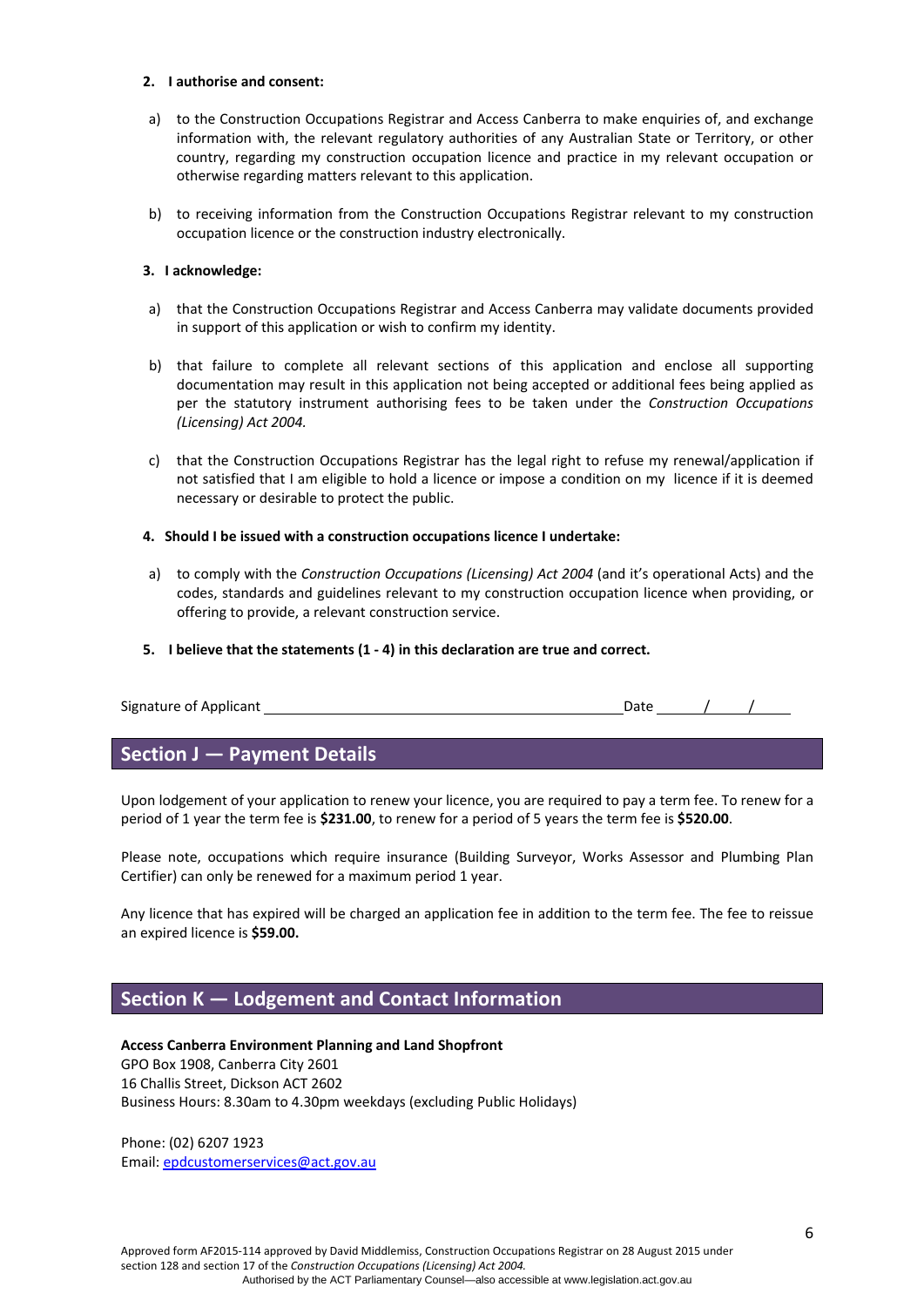**2. I authorise and consent:**

a) to the Construction Occupations Registrar and Access Canberra to make enquiries of, and exchange information with, the relevant regulatory authorities of any Australian State or Territory, or other country, regarding my construction occupation licence and practice in my relevant occupation or otherwise regarding matters relevant to this application.

b) to receiving information from the Construction Occupations Registrar relevant to my construction occupation licence or the construction industry electronically.

**3. I acknowledge:**

a) that the Construction Occupations Registrar and Access Canberra may validate documents provided in support of this application or wish to confirm my identity.

b) that failure to complete all relevant sections of this application and enclose all supporting documentation may result in this application not being accepted or additional fees being applied as per the statutory instrument authorising fees to be taken under the *Construction Occupations (Licensing) Act 2004.*

c) that the Construction Occupations Registrar has the legal right to refuse my renewal/application if not satisfied that I am eligible to hold a licence or impose a condition on my licence if it is deemed necessary or desirable to protect the public.

**4. Should I be issued with a construction occupations licence I undertake:**

a) to comply with the *Construction Occupations (Licensing) Act 2004* (and it's operational Acts) and the codes, standards and guidelines relevant to my construction occupation licence when providing, or offering to provide, a relevant construction service.

**5. I believe that the statements (1 - 4) in this declaration are true and correct.**

Signature of Applicant ______________________________ Date ____ / ____ / ____

## Section J — Payment Details

Upon lodgement of your application to renew your licence, you are required to pay a term fee. To renew for a period of 1 year the term fee is **$231.00**, to renew for a period of 5 years the term fee is **$520.00**.

Please note, occupations which require insurance (Building Surveyor, Works Assessor and Plumbing Plan Certifier) can only be renewed for a maximum period 1 year.

Any licence that has expired will be charged an application fee in addition to the term fee. The fee to reissue an expired licence is **$59.00.**

## Section K — Lodgement and Contact Information

**Access Canberra Environment Planning and Land Shopfront**
GPO Box 1908, Canberra City 2601
16 Challis Street, Dickson ACT 2602
Business Hours: 8.30am to 4.30pm weekdays (excluding Public Holidays)

Phone: (02) 6207 1923
Email: epdcustomerservices@act.gov.au

Approved form AF2015-114 approved by David Middlemiss, Construction Occupations Registrar on 28 August 2015 under section 128 and section 17 of the *Construction Occupations (Licensing) Act 2004.*
Authorised by the ACT Parliamentary Counsel—also accessible at www.legislation.act.gov.au